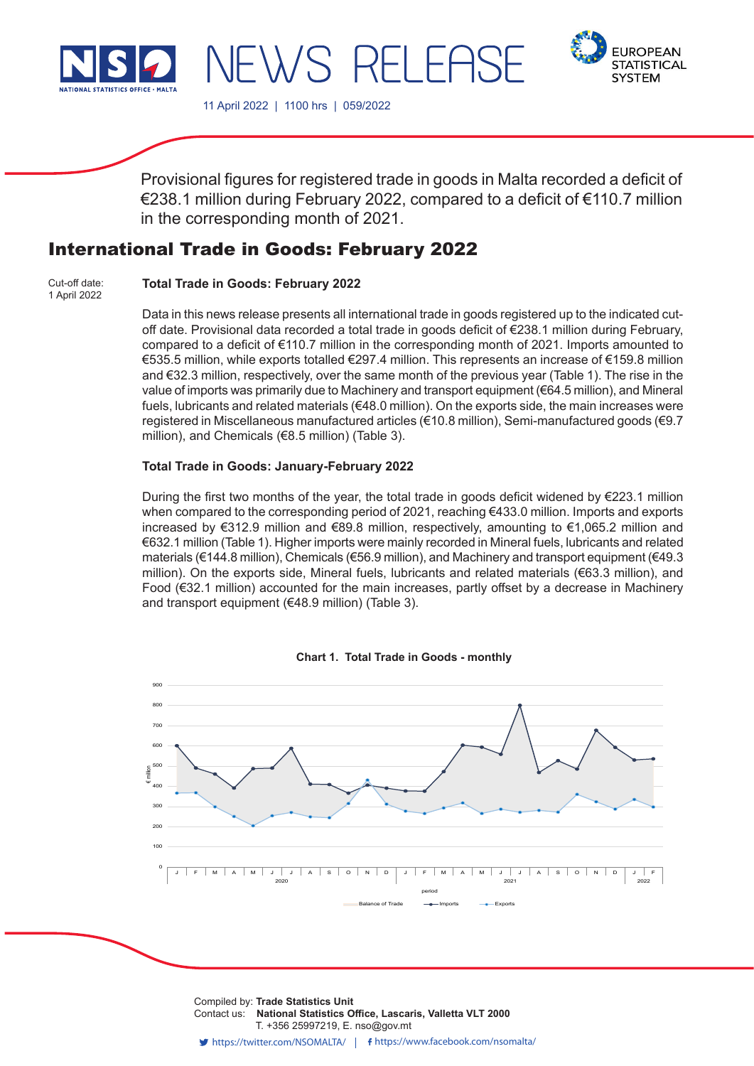# NEWS RELEASE

11 April 2022 | 1100 hrs | 059/2022

Provisional figures for registered trade in goods in Malta recorded a deficit of €238.1 million during February 2022, compared to a deficit of €110.7 million in the corresponding month of 2021.

## International Trade in Goods: February 2022

Cut-off date:
1 April 2022

### Total Trade in Goods: February 2022

Data in this news release presents all international trade in goods registered up to the indicated cut-off date. Provisional data recorded a total trade in goods deficit of €238.1 million during February, compared to a deficit of €110.7 million in the corresponding month of 2021. Imports amounted to €535.5 million, while exports totalled €297.4 million. This represents an increase of €159.8 million and €32.3 million, respectively, over the same month of the previous year (Table 1). The rise in the value of imports was primarily due to Machinery and transport equipment (€64.5 million), and Mineral fuels, lubricants and related materials (€48.0 million). On the exports side, the main increases were registered in Miscellaneous manufactured articles (€10.8 million), Semi-manufactured goods (€9.7 million), and Chemicals (€8.5 million) (Table 3).

### Total Trade in Goods: January-February 2022

During the first two months of the year, the total trade in goods deficit widened by €223.1 million when compared to the corresponding period of 2021, reaching €433.0 million. Imports and exports increased by €312.9 million and €89.8 million, respectively, amounting to €1,065.2 million and €632.1 million (Table 1). Higher imports were mainly recorded in Mineral fuels, lubricants and related materials (€144.8 million), Chemicals (€56.9 million), and Machinery and transport equipment (€49.3 million). On the exports side, Mineral fuels, lubricants and related materials (€63.3 million), and Food (€32.1 million) accounted for the main increases, partly offset by a decrease in Machinery and transport equipment (€48.9 million) (Table 3).

**Chart 1. Total Trade in Goods - monthly**

Compiled by: **Trade Statistics Unit**
Contact us: **National Statistics Office, Lascaris, Valletta VLT 2000**
T. +356 25997219, E. nso@gov.mt

https://twitter.com/NSOMALTA/ | https://www.facebook.com/nsomalta/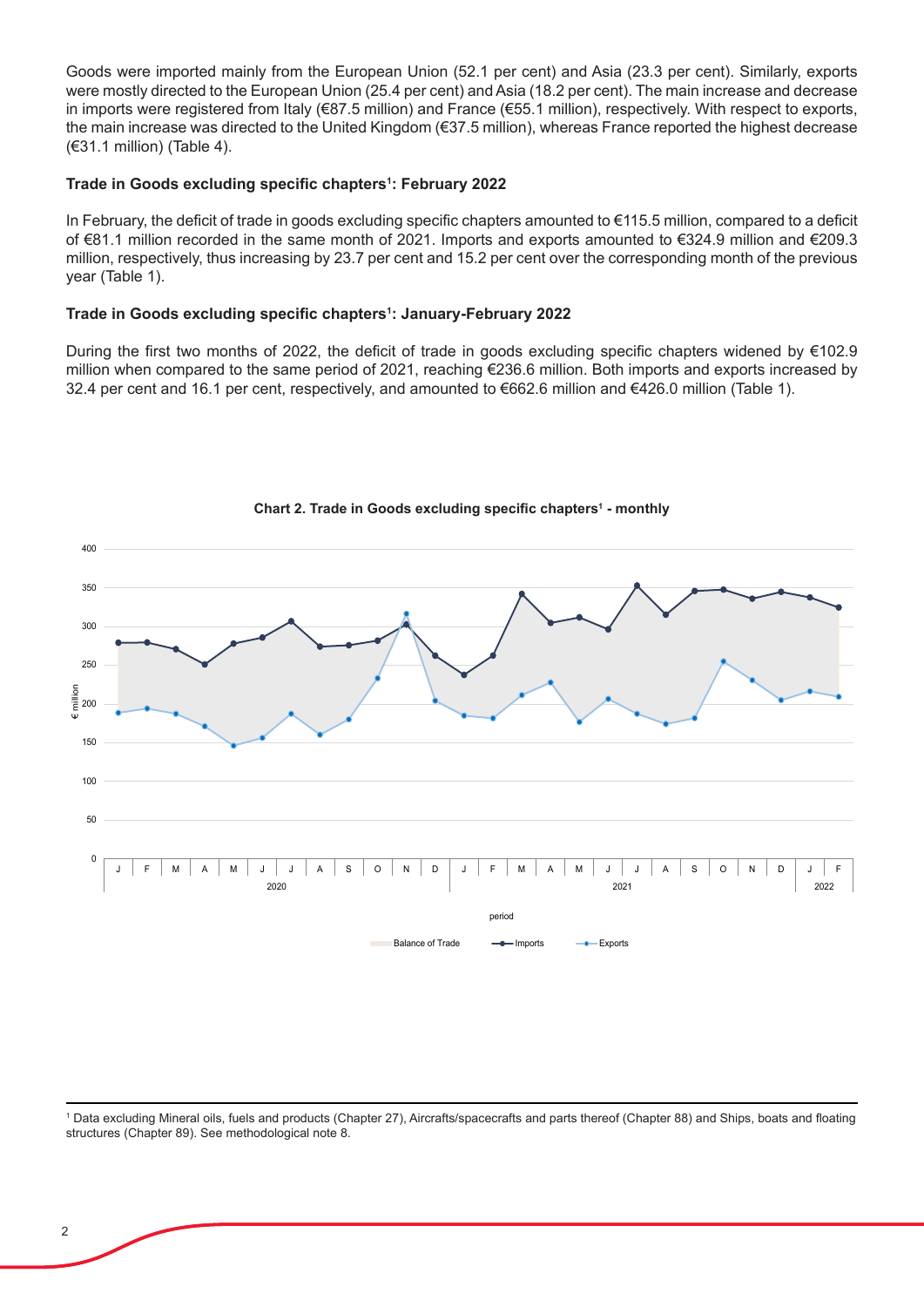Goods were imported mainly from the European Union (52.1 per cent) and Asia (23.3 per cent). Similarly, exports were mostly directed to the European Union (25.4 per cent) and Asia (18.2 per cent). The main increase and decrease in imports were registered from Italy (€87.5 million) and France (€55.1 million), respectively. With respect to exports, the main increase was directed to the United Kingdom (€37.5 million), whereas France reported the highest decrease (€31.1 million) (Table 4).

### Trade in Goods excluding specific chapters[1]: February 2022

In February, the deficit of trade in goods excluding specific chapters amounted to €115.5 million, compared to a deficit of €81.1 million recorded in the same month of 2021. Imports and exports amounted to €324.9 million and €209.3 million, respectively, thus increasing by 23.7 per cent and 15.2 per cent over the corresponding month of the previous year (Table 1).

### Trade in Goods excluding specific chapters[1]: January-February 2022

During the first two months of 2022, the deficit of trade in goods excluding specific chapters widened by €102.9 million when compared to the same period of 2021, reaching €236.6 million. Both imports and exports increased by 32.4 per cent and 16.1 per cent, respectively, and amounted to €662.6 million and €426.0 million (Table 1).

**Chart 2. Trade in Goods excluding specific chapters[1] - monthly**

---

[1] Data excluding Mineral oils, fuels and products (Chapter 27), Aircrafts/spacecrafts and parts thereof (Chapter 88) and Ships, boats and floating structures (Chapter 89). See methodological note 8.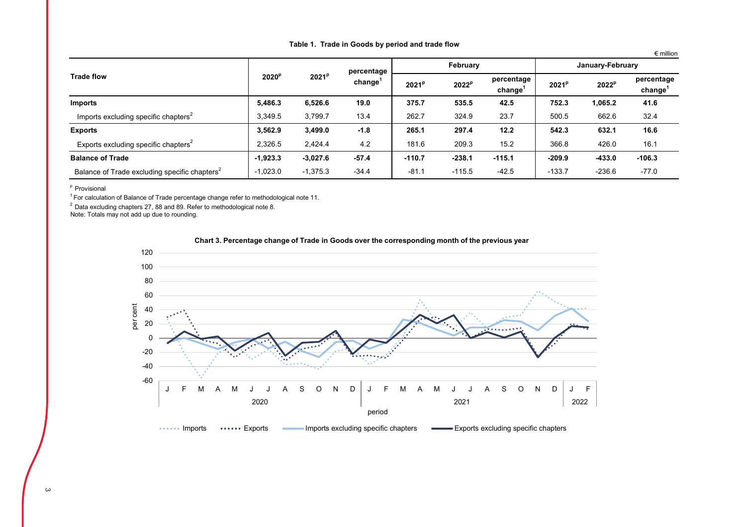**Table 1. Trade in Goods by period and trade flow**

€ million

| Trade flow | 2020[p] | 2021[p] | percentage change[1] | February | | | January-February | | |
|---|---|---|---|---|---|---|---|---|---|
| | | | | 2021[p] | 2022[p] | percentage change[1] | 2021[p] | 2022[p] | percentage change[1] |
| **Imports** | **5,486.3** | **6,526.6** | **19.0** | **375.7** | **535.5** | **42.5** | **752.3** | **1,065.2** | **41.6** |
| Imports excluding specific chapters[2] | 3,349.5 | 3,799.7 | 13.4 | 262.7 | 324.9 | 23.7 | 500.5 | 662.6 | 32.4 |
| **Exports** | **3,562.9** | **3,499.0** | **-1.8** | **265.1** | **297.4** | **12.2** | **542.3** | **632.1** | **16.6** |
| Exports excluding specific chapters[2] | 2,326.5 | 2,424.4 | 4.2 | 181.6 | 209.3 | 15.2 | 366.8 | 426.0 | 16.1 |
| **Balance of Trade** | **-1,923.3** | **-3,027.6** | **-57.4** | **-110.7** | **-238.1** | **-115.1** | **-209.9** | **-433.0** | **-106.3** |
| Balance of Trade excluding specific chapters[2] | -1,023.0 | -1,375.3 | -34.4 | -81.1 | -115.5 | -42.5 | -133.7 | -236.6 | -77.0 |

[p] Provisional

[1] For calculation of Balance of Trade percentage change refer to methodological note 11.

[2] Data excluding chapters 27, 88 and 89. Refer to methodological note 8.

Note: Totals may not add up due to rounding.

**Chart 3. Percentage change of Trade in Goods over the corresponding month of the previous year**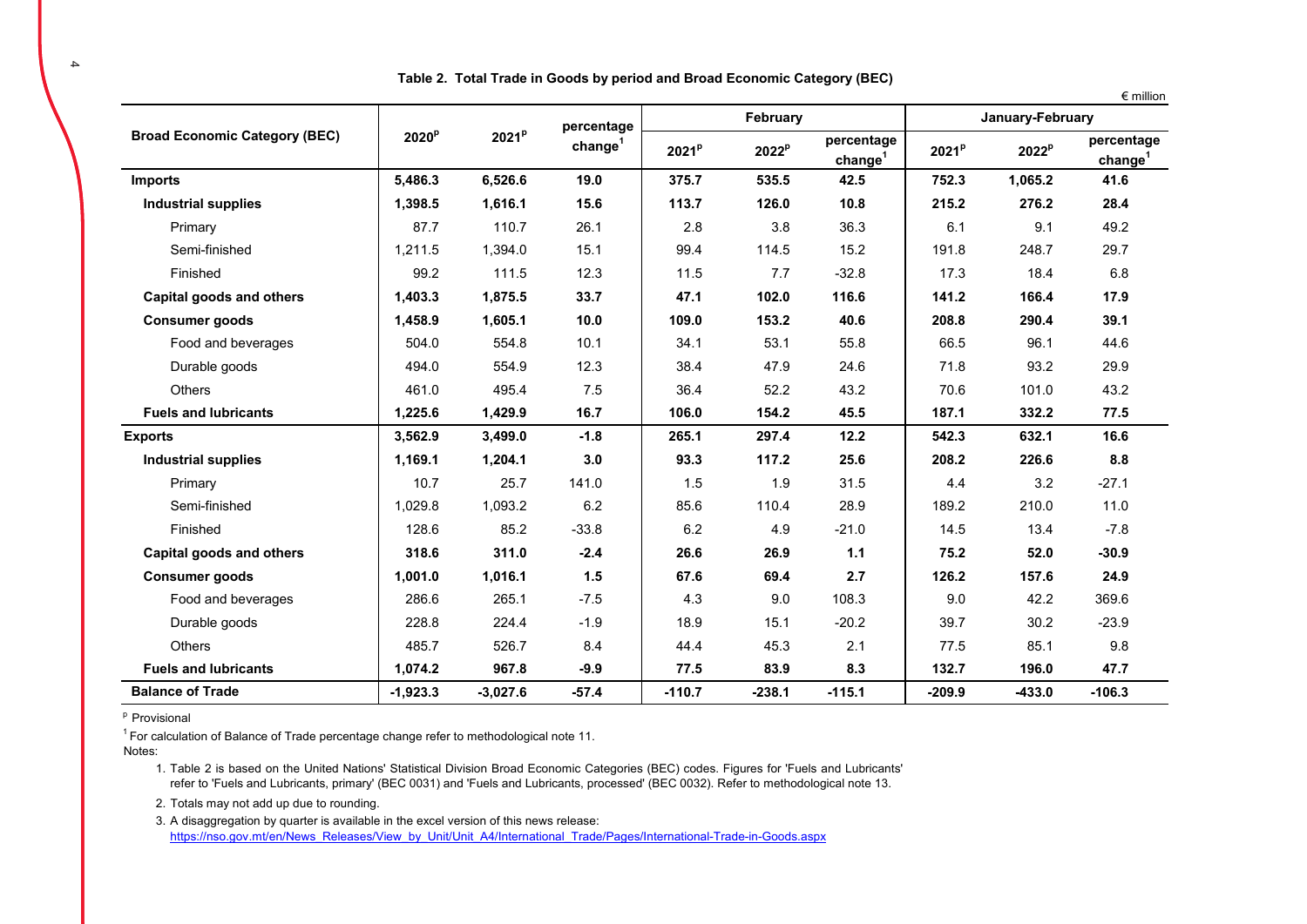**Table 2. Total Trade in Goods by period and Broad Economic Category (BEC)**

€ million

| Broad Economic Category (BEC) | 2020[p] | 2021[p] | percentage change[1] | February | | | January-February | | |
|---|---|---|---|---|---|---|---|---|---|
| | | | | 2021[p] | 2022[p] | percentage change[1] | 2021[p] | 2022[p] | percentage change[1] |
| **Imports** | **5,486.3** | **6,526.6** | **19.0** | **375.7** | **535.5** | **42.5** | **752.3** | **1,065.2** | **41.6** |
| **Industrial supplies** | **1,398.5** | **1,616.1** | **15.6** | **113.7** | **126.0** | **10.8** | **215.2** | **276.2** | **28.4** |
| Primary | 87.7 | 110.7 | 26.1 | 2.8 | 3.8 | 36.3 | 6.1 | 9.1 | 49.2 |
| Semi-finished | 1,211.5 | 1,394.0 | 15.1 | 99.4 | 114.5 | 15.2 | 191.8 | 248.7 | 29.7 |
| Finished | 99.2 | 111.5 | 12.3 | 11.5 | 7.7 | -32.8 | 17.3 | 18.4 | 6.8 |
| **Capital goods and others** | **1,403.3** | **1,875.5** | **33.7** | **47.1** | **102.0** | **116.6** | **141.2** | **166.4** | **17.9** |
| **Consumer goods** | **1,458.9** | **1,605.1** | **10.0** | **109.0** | **153.2** | **40.6** | **208.8** | **290.4** | **39.1** |
| Food and beverages | 504.0 | 554.8 | 10.1 | 34.1 | 53.1 | 55.8 | 66.5 | 96.1 | 44.6 |
| Durable goods | 494.0 | 554.9 | 12.3 | 38.4 | 47.9 | 24.6 | 71.8 | 93.2 | 29.9 |
| Others | 461.0 | 495.4 | 7.5 | 36.4 | 52.2 | 43.2 | 70.6 | 101.0 | 43.2 |
| **Fuels and lubricants** | **1,225.6** | **1,429.9** | **16.7** | **106.0** | **154.2** | **45.5** | **187.1** | **332.2** | **77.5** |
| **Exports** | **3,562.9** | **3,499.0** | **-1.8** | **265.1** | **297.4** | **12.2** | **542.3** | **632.1** | **16.6** |
| **Industrial supplies** | **1,169.1** | **1,204.1** | **3.0** | **93.3** | **117.2** | **25.6** | **208.2** | **226.6** | **8.8** |
| Primary | 10.7 | 25.7 | 141.0 | 1.5 | 1.9 | 31.5 | 4.4 | 3.2 | -27.1 |
| Semi-finished | 1,029.8 | 1,093.2 | 6.2 | 85.6 | 110.4 | 28.9 | 189.2 | 210.0 | 11.0 |
| Finished | 128.6 | 85.2 | -33.8 | 6.2 | 4.9 | -21.0 | 14.5 | 13.4 | -7.8 |
| **Capital goods and others** | **318.6** | **311.0** | **-2.4** | **26.6** | **26.9** | **1.1** | **75.2** | **52.0** | **-30.9** |
| **Consumer goods** | **1,001.0** | **1,016.1** | **1.5** | **67.6** | **69.4** | **2.7** | **126.2** | **157.6** | **24.9** |
| Food and beverages | 286.6 | 265.1 | -7.5 | 4.3 | 9.0 | 108.3 | 9.0 | 42.2 | 369.6 |
| Durable goods | 228.8 | 224.4 | -1.9 | 18.9 | 15.1 | -20.2 | 39.7 | 30.2 | -23.9 |
| Others | 485.7 | 526.7 | 8.4 | 44.4 | 45.3 | 2.1 | 77.5 | 85.1 | 9.8 |
| **Fuels and lubricants** | **1,074.2** | **967.8** | **-9.9** | **77.5** | **83.9** | **8.3** | **132.7** | **196.0** | **47.7** |
| **Balance of Trade** | **-1,923.3** | **-3,027.6** | **-57.4** | **-110.7** | **-238.1** | **-115.1** | **-209.9** | **-433.0** | **-106.3** |

[p] Provisional

[1] For calculation of Balance of Trade percentage change refer to methodological note 11.

Notes:

1. Table 2 is based on the United Nations' Statistical Division Broad Economic Categories (BEC) codes. Figures for 'Fuels and Lubricants' refer to 'Fuels and Lubricants, primary' (BEC 0031) and 'Fuels and Lubricants, processed' (BEC 0032). Refer to methodological note 13.
2. Totals may not add up due to rounding.
3. A disaggregation by quarter is available in the excel version of this news release: https://nso.gov.mt/en/News_Releases/View_by_Unit/Unit_A4/International_Trade/Pages/International-Trade-in-Goods.aspx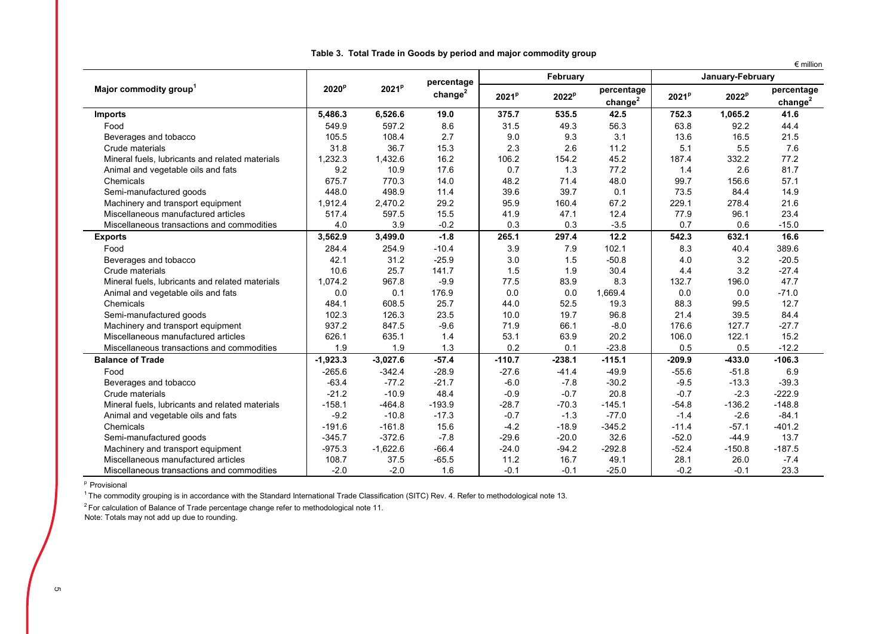**Table 3. Total Trade in Goods by period and major commodity group**

€ million

| Major commodity group[1] | 2020[p] | 2021[p] | percentage change[2] | February | | | January-February | | |
|---|---|---|---|---|---|---|---|---|---|
| | | | | 2021[p] | 2022[p] | percentage change[2] | 2021[p] | 2022[p] | percentage change[2] |
| **Imports** | **5,486.3** | **6,526.6** | **19.0** | **375.7** | **535.5** | **42.5** | **752.3** | **1,065.2** | **41.6** |
| Food | 549.9 | 597.2 | 8.6 | 31.5 | 49.3 | 56.3 | 63.8 | 92.2 | 44.4 |
| Beverages and tobacco | 105.5 | 108.4 | 2.7 | 9.0 | 9.3 | 3.1 | 13.6 | 16.5 | 21.5 |
| Crude materials | 31.8 | 36.7 | 15.3 | 2.3 | 2.6 | 11.2 | 5.1 | 5.5 | 7.6 |
| Mineral fuels, lubricants and related materials | 1,232.3 | 1,432.6 | 16.2 | 106.2 | 154.2 | 45.2 | 187.4 | 332.2 | 77.2 |
| Animal and vegetable oils and fats | 9.2 | 10.9 | 17.6 | 0.7 | 1.3 | 77.2 | 1.4 | 2.6 | 81.7 |
| Chemicals | 675.7 | 770.3 | 14.0 | 48.2 | 71.4 | 48.0 | 99.7 | 156.6 | 57.1 |
| Semi-manufactured goods | 448.0 | 498.9 | 11.4 | 39.6 | 39.7 | 0.1 | 73.5 | 84.4 | 14.9 |
| Machinery and transport equipment | 1,912.4 | 2,470.2 | 29.2 | 95.9 | 160.4 | 67.2 | 229.1 | 278.4 | 21.6 |
| Miscellaneous manufactured articles | 517.4 | 597.5 | 15.5 | 41.9 | 47.1 | 12.4 | 77.9 | 96.1 | 23.4 |
| Miscellaneous transactions and commodities | 4.0 | 3.9 | -0.2 | 0.3 | 0.3 | -3.5 | 0.7 | 0.6 | -15.0 |
| **Exports** | **3,562.9** | **3,499.0** | **-1.8** | **265.1** | **297.4** | **12.2** | **542.3** | **632.1** | **16.6** |
| Food | 284.4 | 254.9 | -10.4 | 3.9 | 7.9 | 102.1 | 8.3 | 40.4 | 389.6 |
| Beverages and tobacco | 42.1 | 31.2 | -25.9 | 3.0 | 1.5 | -50.8 | 4.0 | 3.2 | -20.5 |
| Crude materials | 10.6 | 25.7 | 141.7 | 1.5 | 1.9 | 30.4 | 4.4 | 3.2 | -27.4 |
| Mineral fuels, lubricants and related materials | 1,074.2 | 967.8 | -9.9 | 77.5 | 83.9 | 8.3 | 132.7 | 196.0 | 47.7 |
| Animal and vegetable oils and fats | 0.0 | 0.1 | 176.9 | 0.0 | 0.0 | 1,669.4 | 0.0 | 0.0 | -71.0 |
| Chemicals | 484.1 | 608.5 | 25.7 | 44.0 | 52.5 | 19.3 | 88.3 | 99.5 | 12.7 |
| Semi-manufactured goods | 102.3 | 126.3 | 23.5 | 10.0 | 19.7 | 96.8 | 21.4 | 39.5 | 84.4 |
| Machinery and transport equipment | 937.2 | 847.5 | -9.6 | 71.9 | 66.1 | -8.0 | 176.6 | 127.7 | -27.7 |
| Miscellaneous manufactured articles | 626.1 | 635.1 | 1.4 | 53.1 | 63.9 | 20.2 | 106.0 | 122.1 | 15.2 |
| Miscellaneous transactions and commodities | 1.9 | 1.9 | 1.3 | 0.2 | 0.1 | -23.8 | 0.5 | 0.5 | -12.2 |
| **Balance of Trade** | **-1,923.3** | **-3,027.6** | **-57.4** | **-110.7** | **-238.1** | **-115.1** | **-209.9** | **-433.0** | **-106.3** |
| Food | -265.6 | -342.4 | -28.9 | -27.6 | -41.4 | -49.9 | -55.6 | -51.8 | 6.9 |
| Beverages and tobacco | -63.4 | -77.2 | -21.7 | -6.0 | -7.8 | -30.2 | -9.5 | -13.3 | -39.3 |
| Crude materials | -21.2 | -10.9 | 48.4 | -0.9 | -0.7 | 20.8 | -0.7 | -2.3 | -222.9 |
| Mineral fuels, lubricants and related materials | -158.1 | -464.8 | -193.9 | -28.7 | -70.3 | -145.1 | -54.8 | -136.2 | -148.8 |
| Animal and vegetable oils and fats | -9.2 | -10.8 | -17.3 | -0.7 | -1.3 | -77.0 | -1.4 | -2.6 | -84.1 |
| Chemicals | -191.6 | -161.8 | 15.6 | -4.2 | -18.9 | -345.2 | -11.4 | -57.1 | -401.2 |
| Semi-manufactured goods | -345.7 | -372.6 | -7.8 | -29.6 | -20.0 | 32.6 | -52.0 | -44.9 | 13.7 |
| Machinery and transport equipment | -975.3 | -1,622.6 | -66.4 | -24.0 | -94.2 | -292.8 | -52.4 | -150.8 | -187.5 |
| Miscellaneous manufactured articles | 108.7 | 37.5 | -65.5 | 11.2 | 16.7 | 49.1 | 28.1 | 26.0 | -7.4 |
| Miscellaneous transactions and commodities | -2.0 | -2.0 | 1.6 | -0.1 | -0.1 | -25.0 | -0.2 | -0.1 | 23.3 |

[p] Provisional

[1] The commodity grouping is in accordance with the Standard International Trade Classification (SITC) Rev. 4. Refer to methodological note 13.

[2] For calculation of Balance of Trade percentage change refer to methodological note 11.

Note: Totals may not add up due to rounding.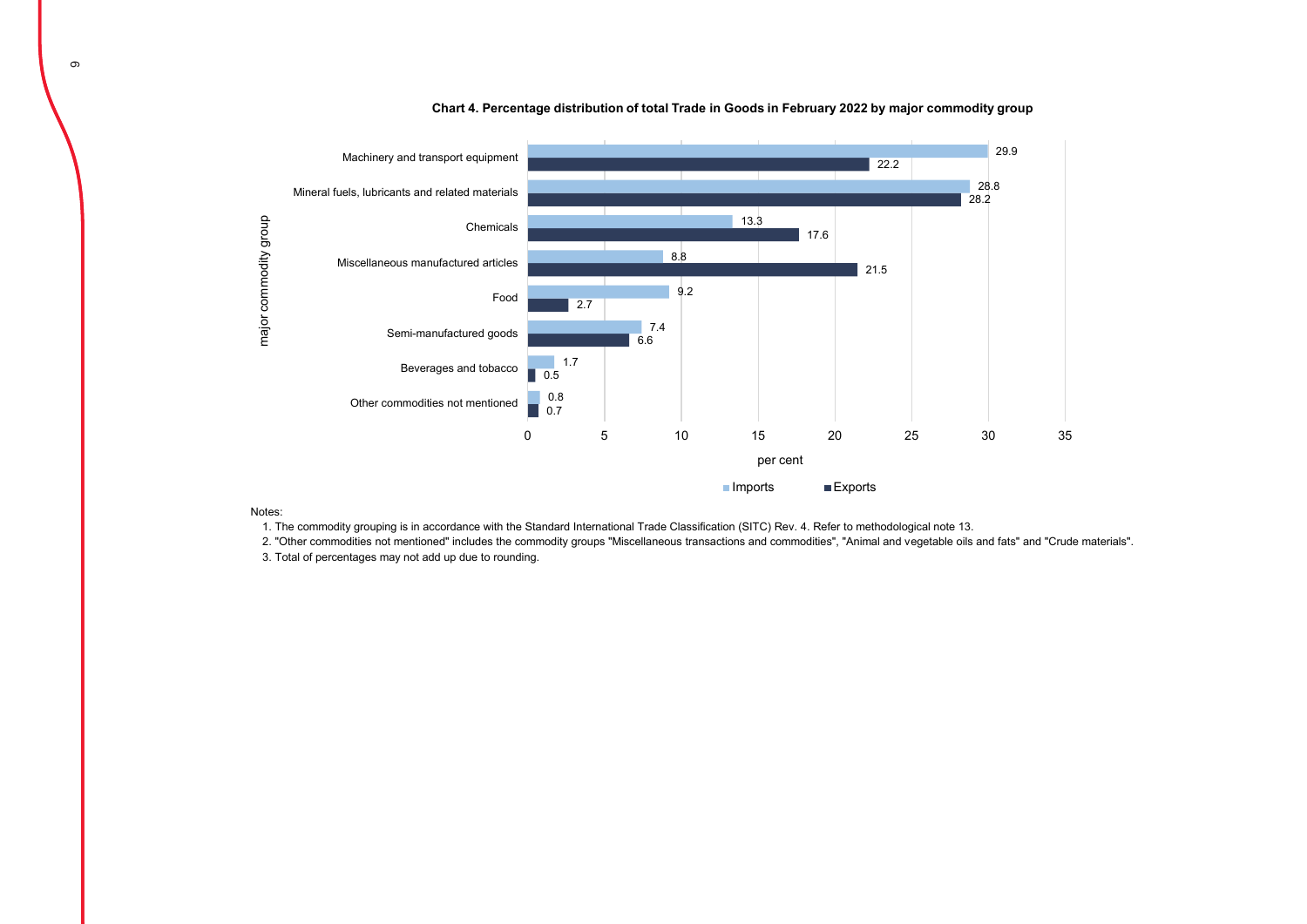**Chart 4. Percentage distribution of total Trade in Goods in February 2022 by major commodity group**

| major commodity group | Imports (per cent) | Exports (per cent) |
|---|---|---|
| Machinery and transport equipment | 29.9 | 22.2 |
| Mineral fuels, lubricants and related materials | 28.8 | 28.2 |
| Chemicals | 13.3 | 17.6 |
| Miscellaneous manufactured articles | 8.8 | 21.5 |
| Food | 9.2 | 2.7 |
| Semi-manufactured goods | 7.4 | 6.6 |
| Beverages and tobacco | 1.7 | 0.5 |
| Other commodities not mentioned | 0.8 | 0.7 |

Notes:

1. The commodity grouping is in accordance with the Standard International Trade Classification (SITC) Rev. 4. Refer to methodological note 13.
2. "Other commodities not mentioned" includes the commodity groups "Miscellaneous transactions and commodities", "Animal and vegetable oils and fats" and "Crude materials".
3. Total of percentages may not add up due to rounding.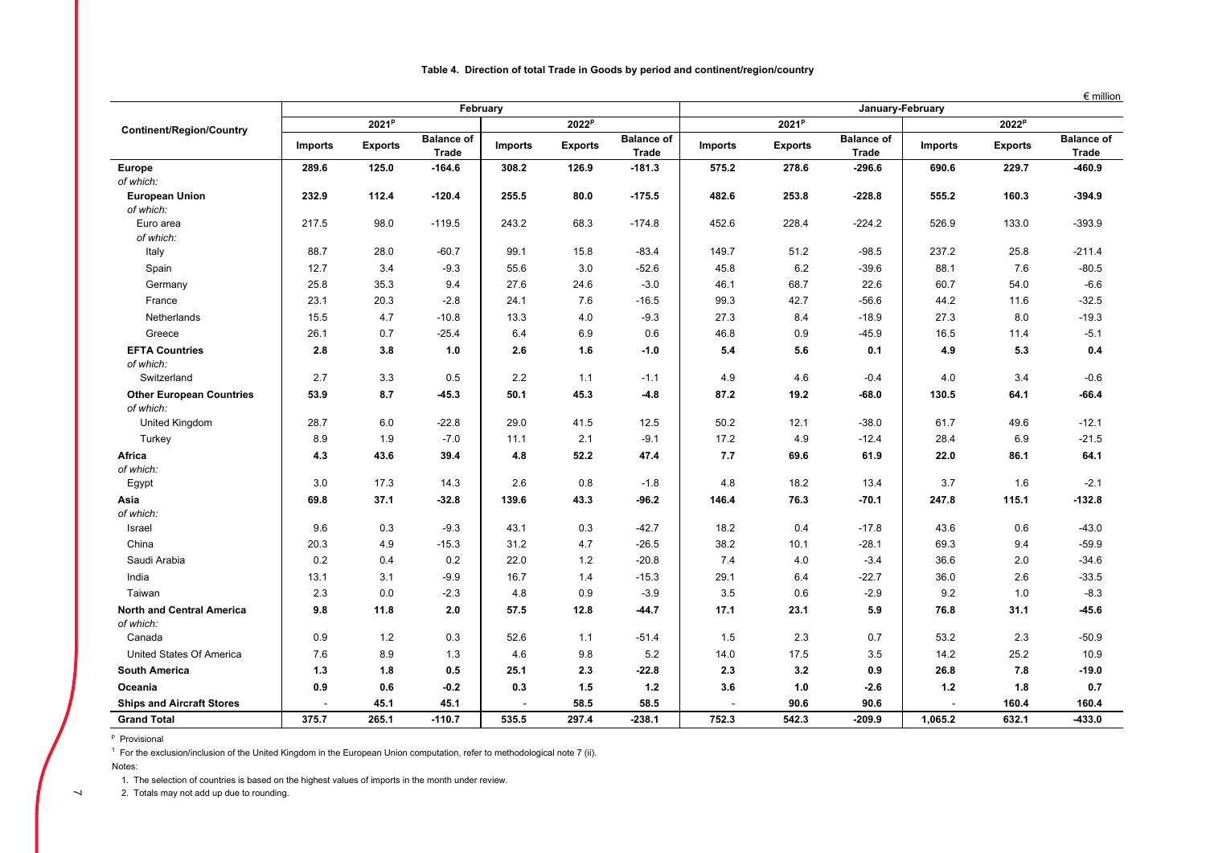**Table 4. Direction of total Trade in Goods by period and continent/region/country**

€ million

| Continent/Region/Country | February | | | | | | January-February | | | | | |
|---|---|---|---|---|---|---|---|---|---|---|---|---|
| | 2021[p] | | | 2022[p] | | | 2021[p] | | | 2022[p] | | |
| | Imports | Exports | Balance of Trade | Imports | Exports | Balance of Trade | Imports | Exports | Balance of Trade | Imports | Exports | Balance of Trade |
| **Europe** | **289.6** | **125.0** | **-164.6** | **308.2** | **126.9** | **-181.3** | **575.2** | **278.6** | **-296.6** | **690.6** | **229.7** | **-460.9** |
| *of which:* | | | | | | | | | | | | |
| **European Union** | **232.9** | **112.4** | **-120.4** | **255.5** | **80.0** | **-175.5** | **482.6** | **253.8** | **-228.8** | **555.2** | **160.3** | **-394.9** |
| *of which:* | | | | | | | | | | | | |
| Euro area | 217.5 | 98.0 | -119.5 | 243.2 | 68.3 | -174.8 | 452.6 | 228.4 | -224.2 | 526.9 | 133.0 | -393.9 |
| *of which:* | | | | | | | | | | | | |
| Italy | 88.7 | 28.0 | -60.7 | 99.1 | 15.8 | -83.4 | 149.7 | 51.2 | -98.5 | 237.2 | 25.8 | -211.4 |
| Spain | 12.7 | 3.4 | -9.3 | 55.6 | 3.0 | -52.6 | 45.8 | 6.2 | -39.6 | 88.1 | 7.6 | -80.5 |
| Germany | 25.8 | 35.3 | 9.4 | 27.6 | 24.6 | -3.0 | 46.1 | 68.7 | 22.6 | 60.7 | 54.0 | -6.6 |
| France | 23.1 | 20.3 | -2.8 | 24.1 | 7.6 | -16.5 | 99.3 | 42.7 | -56.6 | 44.2 | 11.6 | -32.5 |
| Netherlands | 15.5 | 4.7 | -10.8 | 13.3 | 4.0 | -9.3 | 27.3 | 8.4 | -18.9 | 27.3 | 8.0 | -19.3 |
| Greece | 26.1 | 0.7 | -25.4 | 6.4 | 6.9 | 0.6 | 46.8 | 0.9 | -45.9 | 16.5 | 11.4 | -5.1 |
| **EFTA Countries** | **2.8** | **3.8** | **1.0** | **2.6** | **1.6** | **-1.0** | **5.4** | **5.6** | **0.1** | **4.9** | **5.3** | **0.4** |
| *of which:* | | | | | | | | | | | | |
| Switzerland | 2.7 | 3.3 | 0.5 | 2.2 | 1.1 | -1.1 | 4.9 | 4.6 | -0.4 | 4.0 | 3.4 | -0.6 |
| **Other European Countries** | **53.9** | **8.7** | **-45.3** | **50.1** | **45.3** | **-4.8** | **87.2** | **19.2** | **-68.0** | **130.5** | **64.1** | **-66.4** |
| *of which:* | | | | | | | | | | | | |
| United Kingdom | 28.7 | 6.0 | -22.8 | 29.0 | 41.5 | 12.5 | 50.2 | 12.1 | -38.0 | 61.7 | 49.6 | -12.1 |
| Turkey | 8.9 | 1.9 | -7.0 | 11.1 | 2.1 | -9.1 | 17.2 | 4.9 | -12.4 | 28.4 | 6.9 | -21.5 |
| **Africa** | **4.3** | **43.6** | **39.4** | **4.8** | **52.2** | **47.4** | **7.7** | **69.6** | **61.9** | **22.0** | **86.1** | **64.1** |
| *of which:* | | | | | | | | | | | | |
| Egypt | 3.0 | 17.3 | 14.3 | 2.6 | 0.8 | -1.8 | 4.8 | 18.2 | 13.4 | 3.7 | 1.6 | -2.1 |
| **Asia** | **69.8** | **37.1** | **-32.8** | **139.6** | **43.3** | **-96.2** | **146.4** | **76.3** | **-70.1** | **247.8** | **115.1** | **-132.8** |
| *of which:* | | | | | | | | | | | | |
| Israel | 9.6 | 0.3 | -9.3 | 43.1 | 0.3 | -42.7 | 18.2 | 0.4 | -17.8 | 43.6 | 0.6 | -43.0 |
| China | 20.3 | 4.9 | -15.3 | 31.2 | 4.7 | -26.5 | 38.2 | 10.1 | -28.1 | 69.3 | 9.4 | -59.9 |
| Saudi Arabia | 0.2 | 0.4 | 0.2 | 22.0 | 1.2 | -20.8 | 7.4 | 4.0 | -3.4 | 36.6 | 2.0 | -34.6 |
| India | 13.1 | 3.1 | -9.9 | 16.7 | 1.4 | -15.3 | 29.1 | 6.4 | -22.7 | 36.0 | 2.6 | -33.5 |
| Taiwan | 2.3 | 0.0 | -2.3 | 4.8 | 0.9 | -3.9 | 3.5 | 0.6 | -2.9 | 9.2 | 1.0 | -8.3 |
| **North and Central America** | **9.8** | **11.8** | **2.0** | **57.5** | **12.8** | **-44.7** | **17.1** | **23.1** | **5.9** | **76.8** | **31.1** | **-45.6** |
| *of which:* | | | | | | | | | | | | |
| Canada | 0.9 | 1.2 | 0.3 | 52.6 | 1.1 | -51.4 | 1.5 | 2.3 | 0.7 | 53.2 | 2.3 | -50.9 |
| United States Of America | 7.6 | 8.9 | 1.3 | 4.6 | 9.8 | 5.2 | 14.0 | 17.5 | 3.5 | 14.2 | 25.2 | 10.9 |
| **South America** | **1.3** | **1.8** | **0.5** | **25.1** | **2.3** | **-22.8** | **2.3** | **3.2** | **0.9** | **26.8** | **7.8** | **-19.0** |
| **Oceania** | **0.9** | **0.6** | **-0.2** | **0.3** | **1.5** | **1.2** | **3.6** | **1.0** | **-2.6** | **1.2** | **1.8** | **0.7** |
| **Ships and Aircraft Stores** | - | **45.1** | **45.1** | - | **58.5** | **58.5** | - | **90.6** | **90.6** | - | **160.4** | **160.4** |
| **Grand Total** | **375.7** | **265.1** | **-110.7** | **535.5** | **297.4** | **-238.1** | **752.3** | **542.3** | **-209.9** | **1,065.2** | **632.1** | **-433.0** |

[p] Provisional

[1] For the exclusion/inclusion of the United Kingdom in the European Union computation, refer to methodological note 7 (ii).

Notes:

1. The selection of countries is based on the highest values of imports in the month under review.
2. Totals may not add up due to rounding.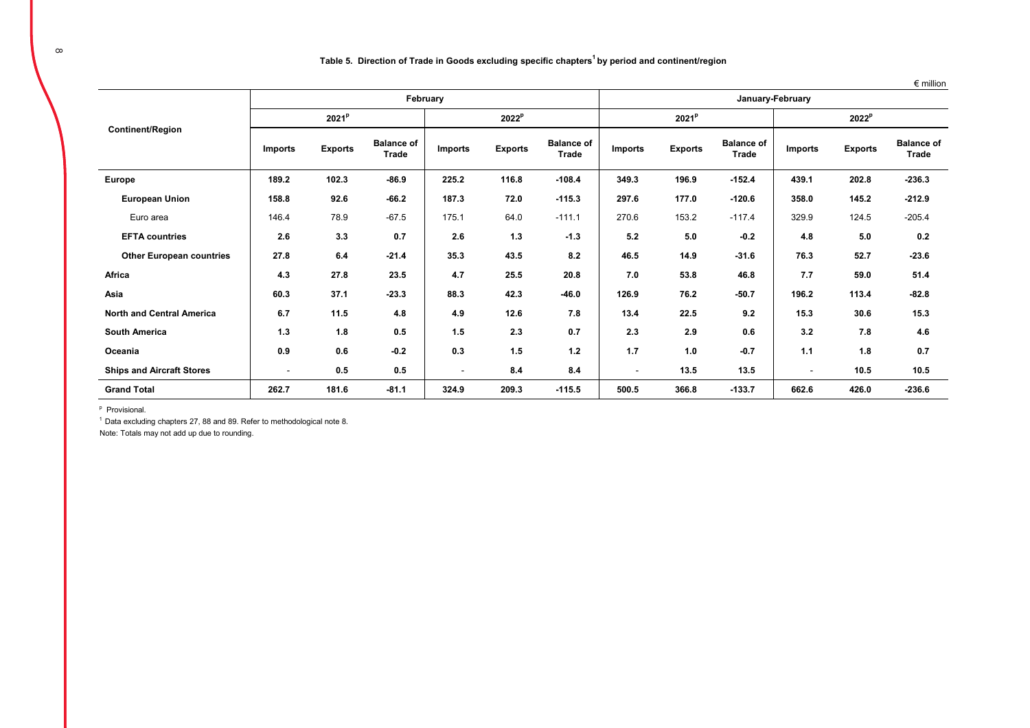**Table 5. Direction of Trade in Goods excluding specific chapters[1] by period and continent/region**

€ million

| Continent/Region | February | | | | | | January-February | | | | | |
|---|---|---|---|---|---|---|---|---|---|---|---|---|
| | 2021[p] | | | 2022[p] | | | 2021[p] | | | 2022[p] | | |
| | Imports | Exports | Balance of Trade | Imports | Exports | Balance of Trade | Imports | Exports | Balance of Trade | Imports | Exports | Balance of Trade |
| **Europe** | **189.2** | **102.3** | **-86.9** | **225.2** | **116.8** | **-108.4** | **349.3** | **196.9** | **-152.4** | **439.1** | **202.8** | **-236.3** |
| **European Union** | **158.8** | **92.6** | **-66.2** | **187.3** | **72.0** | **-115.3** | **297.6** | **177.0** | **-120.6** | **358.0** | **145.2** | **-212.9** |
| Euro area | 146.4 | 78.9 | -67.5 | 175.1 | 64.0 | -111.1 | 270.6 | 153.2 | -117.4 | 329.9 | 124.5 | -205.4 |
| **EFTA countries** | **2.6** | **3.3** | **0.7** | **2.6** | **1.3** | **-1.3** | **5.2** | **5.0** | **-0.2** | **4.8** | **5.0** | **0.2** |
| **Other European countries** | **27.8** | **6.4** | **-21.4** | **35.3** | **43.5** | **8.2** | **46.5** | **14.9** | **-31.6** | **76.3** | **52.7** | **-23.6** |
| **Africa** | **4.3** | **27.8** | **23.5** | **4.7** | **25.5** | **20.8** | **7.0** | **53.8** | **46.8** | **7.7** | **59.0** | **51.4** |
| **Asia** | **60.3** | **37.1** | **-23.3** | **88.3** | **42.3** | **-46.0** | **126.9** | **76.2** | **-50.7** | **196.2** | **113.4** | **-82.8** |
| **North and Central America** | **6.7** | **11.5** | **4.8** | **4.9** | **12.6** | **7.8** | **13.4** | **22.5** | **9.2** | **15.3** | **30.6** | **15.3** |
| **South America** | **1.3** | **1.8** | **0.5** | **1.5** | **2.3** | **0.7** | **2.3** | **2.9** | **0.6** | **3.2** | **7.8** | **4.6** |
| **Oceania** | **0.9** | **0.6** | **-0.2** | **0.3** | **1.5** | **1.2** | **1.7** | **1.0** | **-0.7** | **1.1** | **1.8** | **0.7** |
| **Ships and Aircraft Stores** | - | **0.5** | **0.5** | - | **8.4** | **8.4** | - | **13.5** | **13.5** | - | **10.5** | **10.5** |
| **Grand Total** | **262.7** | **181.6** | **-81.1** | **324.9** | **209.3** | **-115.5** | **500.5** | **366.8** | **-133.7** | **662.6** | **426.0** | **-236.6** |

[p] Provisional.

[1] Data excluding chapters 27, 88 and 89. Refer to methodological note 8.

Note: Totals may not add up due to rounding.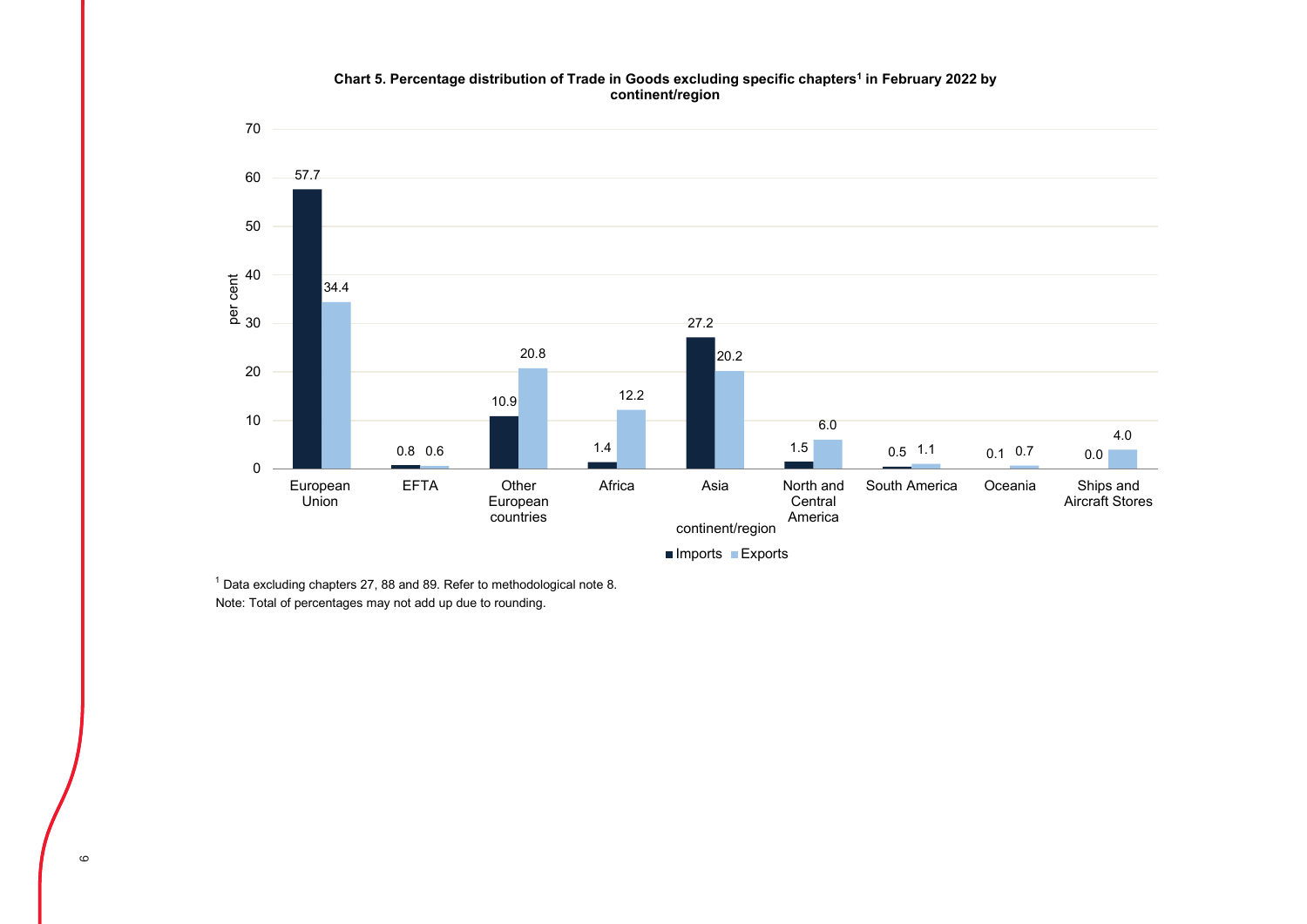**Chart 5. Percentage distribution of Trade in Goods excluding specific chapters[1] in February 2022 by continent/region**

| continent/region | Imports | Exports |
|---|---|---|
| European Union | 57.7 | 34.4 |
| EFTA | 0.8 | 0.6 |
| Other European countries | 10.9 | 20.8 |
| Africa | 1.4 | 12.2 |
| Asia | 27.2 | 20.2 |
| North and Central America | 1.5 | 6.0 |
| South America | 0.5 | 1.1 |
| Oceania | 0.1 | 0.7 |
| Ships and Aircraft Stores | 0.0 | 4.0 |

[1] Data excluding chapters 27, 88 and 89. Refer to methodological note 8.

Note: Total of percentages may not add up due to rounding.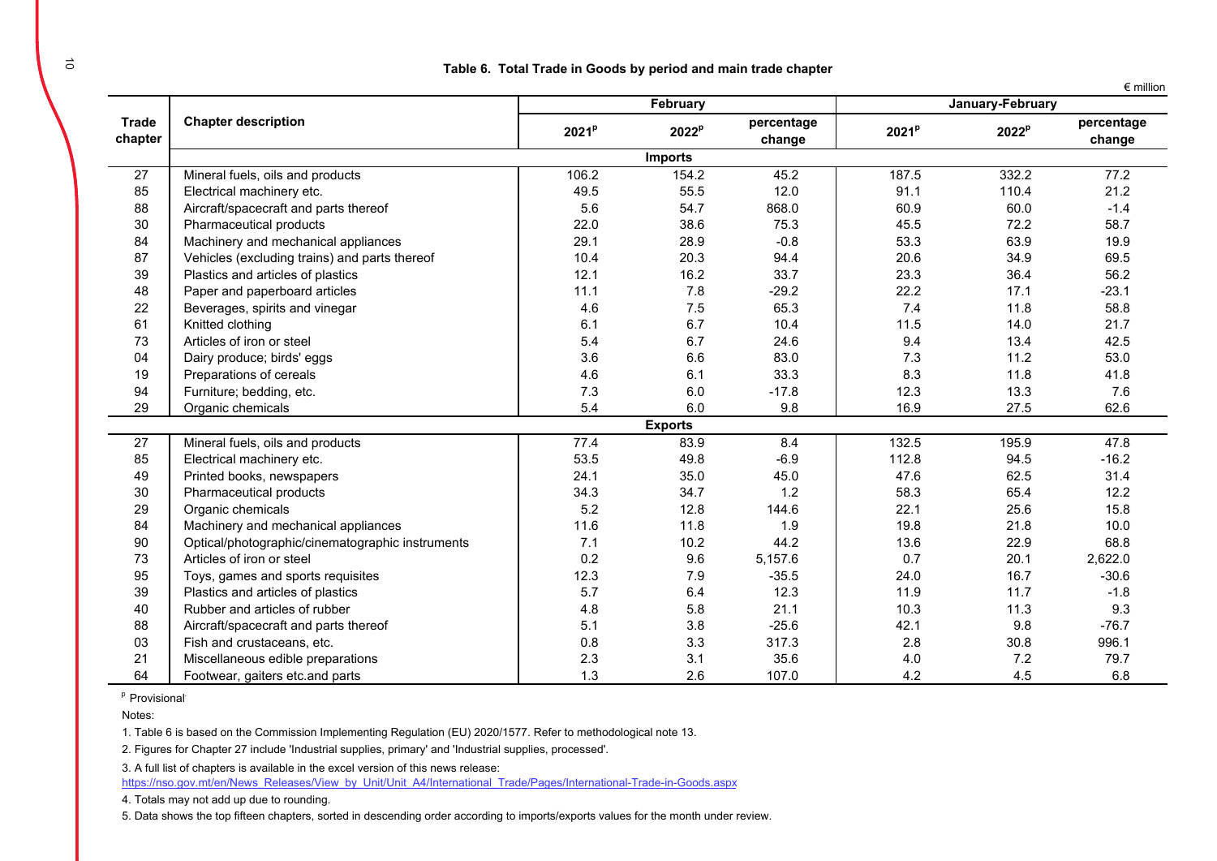**Table 6. Total Trade in Goods by period and main trade chapter**

€ million

| Trade chapter | Chapter description | February | | | January-February | | |
|---|---|---|---|---|---|---|---|
| | | 2021[p] | 2022[p] | percentage change | 2021[p] | 2022[p] | percentage change |
| | **Imports** | | | | | | |
| 27 | Mineral fuels, oils and products | 106.2 | 154.2 | 45.2 | 187.5 | 332.2 | 77.2 |
| 85 | Electrical machinery etc. | 49.5 | 55.5 | 12.0 | 91.1 | 110.4 | 21.2 |
| 88 | Aircraft/spacecraft and parts thereof | 5.6 | 54.7 | 868.0 | 60.9 | 60.0 | -1.4 |
| 30 | Pharmaceutical products | 22.0 | 38.6 | 75.3 | 45.5 | 72.2 | 58.7 |
| 84 | Machinery and mechanical appliances | 29.1 | 28.9 | -0.8 | 53.3 | 63.9 | 19.9 |
| 87 | Vehicles (excluding trains) and parts thereof | 10.4 | 20.3 | 94.4 | 20.6 | 34.9 | 69.5 |
| 39 | Plastics and articles of plastics | 12.1 | 16.2 | 33.7 | 23.3 | 36.4 | 56.2 |
| 48 | Paper and paperboard articles | 11.1 | 7.8 | -29.2 | 22.2 | 17.1 | -23.1 |
| 22 | Beverages, spirits and vinegar | 4.6 | 7.5 | 65.3 | 7.4 | 11.8 | 58.8 |
| 61 | Knitted clothing | 6.1 | 6.7 | 10.4 | 11.5 | 14.0 | 21.7 |
| 73 | Articles of iron or steel | 5.4 | 6.7 | 24.6 | 9.4 | 13.4 | 42.5 |
| 04 | Dairy produce; birds' eggs | 3.6 | 6.6 | 83.0 | 7.3 | 11.2 | 53.0 |
| 19 | Preparations of cereals | 4.6 | 6.1 | 33.3 | 8.3 | 11.8 | 41.8 |
| 94 | Furniture; bedding, etc. | 7.3 | 6.0 | -17.8 | 12.3 | 13.3 | 7.6 |
| 29 | Organic chemicals | 5.4 | 6.0 | 9.8 | 16.9 | 27.5 | 62.6 |
| | **Exports** | | | | | | |
| 27 | Mineral fuels, oils and products | 77.4 | 83.9 | 8.4 | 132.5 | 195.9 | 47.8 |
| 85 | Electrical machinery etc. | 53.5 | 49.8 | -6.9 | 112.8 | 94.5 | -16.2 |
| 49 | Printed books, newspapers | 24.1 | 35.0 | 45.0 | 47.6 | 62.5 | 31.4 |
| 30 | Pharmaceutical products | 34.3 | 34.7 | 1.2 | 58.3 | 65.4 | 12.2 |
| 29 | Organic chemicals | 5.2 | 12.8 | 144.6 | 22.1 | 25.6 | 15.8 |
| 84 | Machinery and mechanical appliances | 11.6 | 11.8 | 1.9 | 19.8 | 21.8 | 10.0 |
| 90 | Optical/photographic/cinematographic instruments | 7.1 | 10.2 | 44.2 | 13.6 | 22.9 | 68.8 |
| 73 | Articles of iron or steel | 0.2 | 9.6 | 5,157.6 | 0.7 | 20.1 | 2,622.0 |
| 95 | Toys, games and sports requisites | 12.3 | 7.9 | -35.5 | 24.0 | 16.7 | -30.6 |
| 39 | Plastics and articles of plastics | 5.7 | 6.4 | 12.3 | 11.9 | 11.7 | -1.8 |
| 40 | Rubber and articles of rubber | 4.8 | 5.8 | 21.1 | 10.3 | 11.3 | 9.3 |
| 88 | Aircraft/spacecraft and parts thereof | 5.1 | 3.8 | -25.6 | 42.1 | 9.8 | -76.7 |
| 03 | Fish and crustaceans, etc. | 0.8 | 3.3 | 317.3 | 2.8 | 30.8 | 996.1 |
| 21 | Miscellaneous edible preparations | 2.3 | 3.1 | 35.6 | 4.0 | 7.2 | 79.7 |
| 64 | Footwear, gaiters etc.and parts | 1.3 | 2.6 | 107.0 | 4.2 | 4.5 | 6.8 |

[p] Provisional

Notes:

1. Table 6 is based on the Commission Implementing Regulation (EU) 2020/1577. Refer to methodological note 13.
2. Figures for Chapter 27 include 'Industrial supplies, primary' and 'Industrial supplies, processed'.
3. A full list of chapters is available in the excel version of this news release:
https://nso.gov.mt/en/News_Releases/View_by_Unit/Unit_A4/International_Trade/Pages/International-Trade-in-Goods.aspx
4. Totals may not add up due to rounding.
5. Data shows the top fifteen chapters, sorted in descending order according to imports/exports values for the month under review.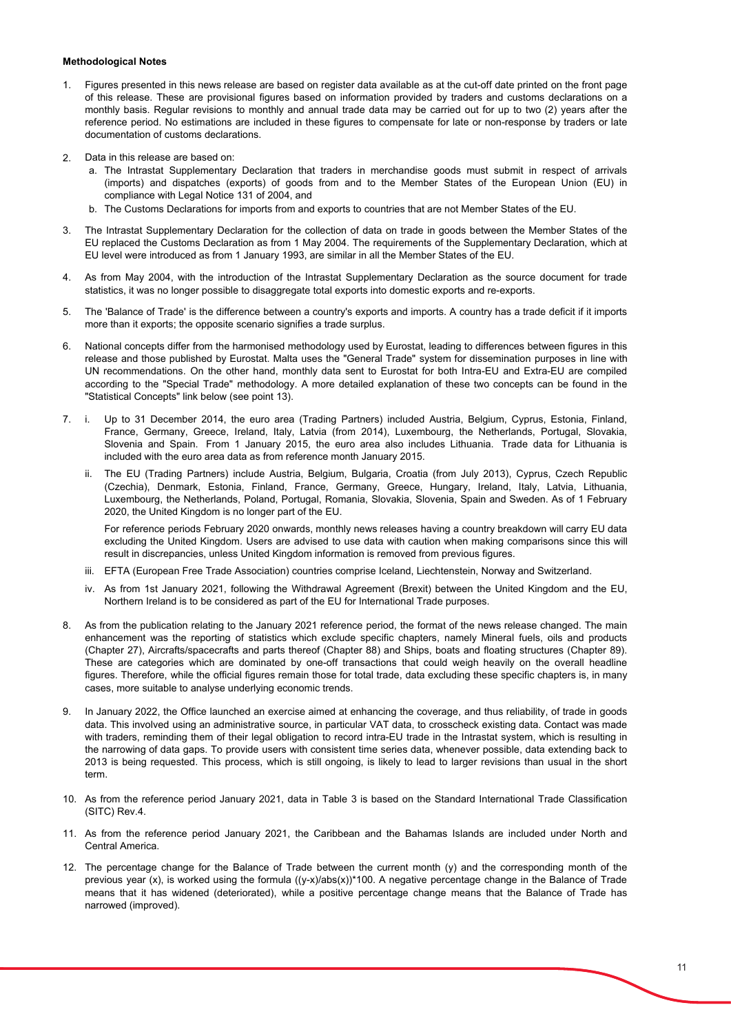**Methodological Notes**

1. Figures presented in this news release are based on register data available as at the cut-off date printed on the front page of this release. These are provisional figures based on information provided by traders and customs declarations on a monthly basis. Regular revisions to monthly and annual trade data may be carried out for up to two (2) years after the reference period. No estimations are included in these figures to compensate for late or non-response by traders or late documentation of customs declarations.

2. Data in this release are based on:
   a. The Intrastat Supplementary Declaration that traders in merchandise goods must submit in respect of arrivals (imports) and dispatches (exports) of goods from and to the Member States of the European Union (EU) in compliance with Legal Notice 131 of 2004, and
   b. The Customs Declarations for imports from and exports to countries that are not Member States of the EU.

3. The Intrastat Supplementary Declaration for the collection of data on trade in goods between the Member States of the EU replaced the Customs Declaration as from 1 May 2004. The requirements of the Supplementary Declaration, which at EU level were introduced as from 1 January 1993, are similar in all the Member States of the EU.

4. As from May 2004, with the introduction of the Intrastat Supplementary Declaration as the source document for trade statistics, it was no longer possible to disaggregate total exports into domestic exports and re-exports.

5. The 'Balance of Trade' is the difference between a country's exports and imports. A country has a trade deficit if it imports more than it exports; the opposite scenario signifies a trade surplus.

6. National concepts differ from the harmonised methodology used by Eurostat, leading to differences between figures in this release and those published by Eurostat. Malta uses the "General Trade" system for dissemination purposes in line with UN recommendations. On the other hand, monthly data sent to Eurostat for both Intra-EU and Extra-EU are compiled according to the "Special Trade" methodology. A more detailed explanation of these two concepts can be found in the "Statistical Concepts" link below (see point 13).

7. i. Up to 31 December 2014, the euro area (Trading Partners) included Austria, Belgium, Cyprus, Estonia, Finland, France, Germany, Greece, Ireland, Italy, Latvia (from 2014), Luxembourg, the Netherlands, Portugal, Slovakia, Slovenia and Spain. From 1 January 2015, the euro area also includes Lithuania. Trade data for Lithuania is included with the euro area data as from reference month January 2015.

   ii. The EU (Trading Partners) include Austria, Belgium, Bulgaria, Croatia (from July 2013), Cyprus, Czech Republic (Czechia), Denmark, Estonia, Finland, France, Germany, Greece, Hungary, Ireland, Italy, Latvia, Lithuania, Luxembourg, the Netherlands, Poland, Portugal, Romania, Slovakia, Slovenia, Spain and Sweden. As of 1 February 2020, the United Kingdom is no longer part of the EU.

   For reference periods February 2020 onwards, monthly news releases having a country breakdown will carry EU data excluding the United Kingdom. Users are advised to use data with caution when making comparisons since this will result in discrepancies, unless United Kingdom information is removed from previous figures.

   iii. EFTA (European Free Trade Association) countries comprise Iceland, Liechtenstein, Norway and Switzerland.

   iv. As from 1st January 2021, following the Withdrawal Agreement (Brexit) between the United Kingdom and the EU, Northern Ireland is to be considered as part of the EU for International Trade purposes.

8. As from the publication relating to the January 2021 reference period, the format of the news release changed. The main enhancement was the reporting of statistics which exclude specific chapters, namely Mineral fuels, oils and products (Chapter 27), Aircrafts/spacecrafts and parts thereof (Chapter 88) and Ships, boats and floating structures (Chapter 89). These are categories which are dominated by one-off transactions that could weigh heavily on the overall headline figures. Therefore, while the official figures remain those for total trade, data excluding these specific chapters is, in many cases, more suitable to analyse underlying economic trends.

9. In January 2022, the Office launched an exercise aimed at enhancing the coverage, and thus reliability, of trade in goods data. This involved using an administrative source, in particular VAT data, to crosscheck existing data. Contact was made with traders, reminding them of their legal obligation to record intra-EU trade in the Intrastat system, which is resulting in the narrowing of data gaps. To provide users with consistent time series data, whenever possible, data extending back to 2013 is being requested. This process, which is still ongoing, is likely to lead to larger revisions than usual in the short term.

10. As from the reference period January 2021, data in Table 3 is based on the Standard International Trade Classification (SITC) Rev.4.

11. As from the reference period January 2021, the Caribbean and the Bahamas Islands are included under North and Central America.

12. The percentage change for the Balance of Trade between the current month (y) and the corresponding month of the previous year (x), is worked using the formula $((y-x)/abs(x))*100$. A negative percentage change in the Balance of Trade means that it has widened (deteriorated), while a positive percentage change means that the Balance of Trade has narrowed (improved).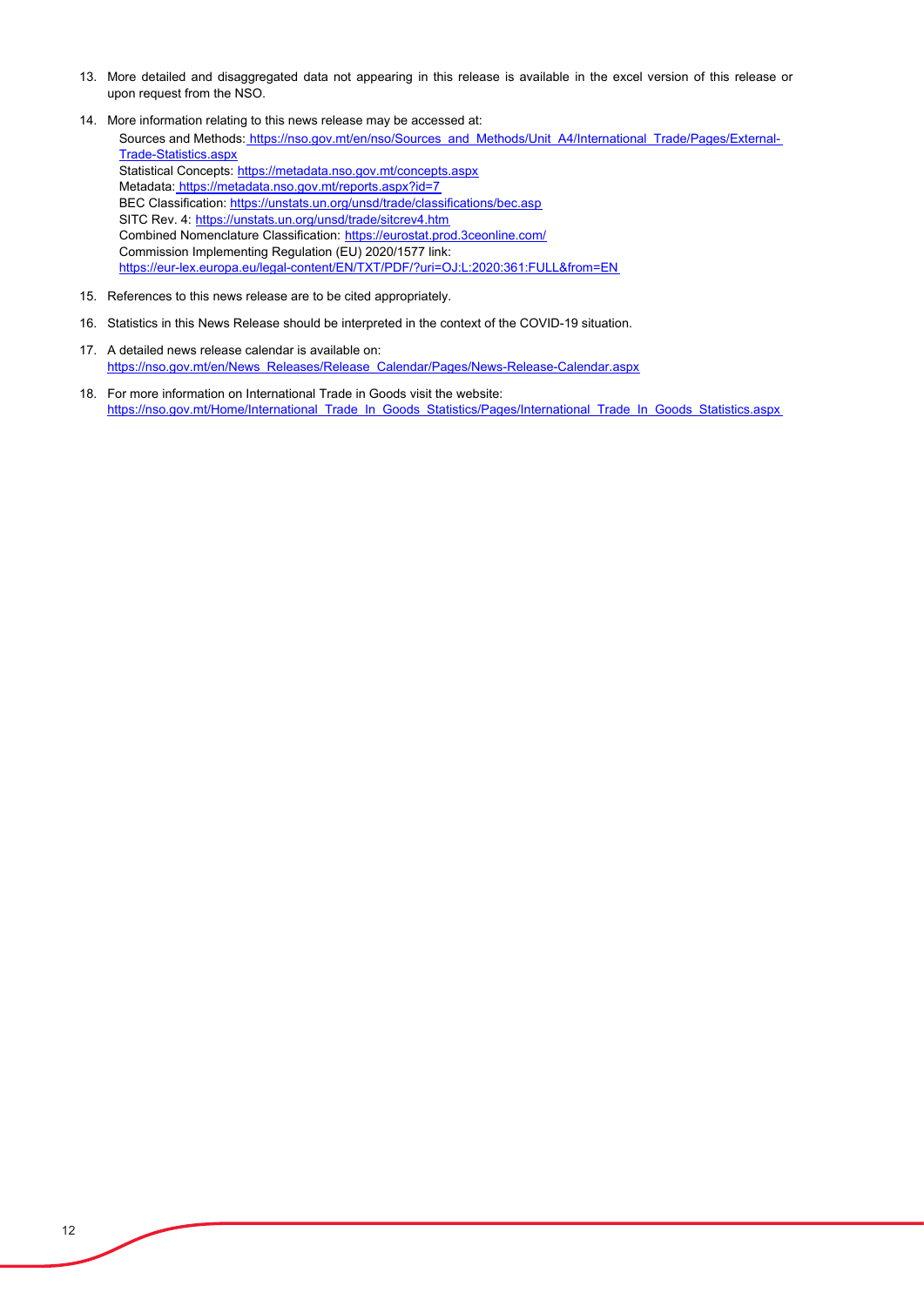13. More detailed and disaggregated data not appearing in this release is available in the excel version of this release or upon request from the NSO.

14. More information relating to this news release may be accessed at:
    Sources and Methods: https://nso.gov.mt/en/nso/Sources_and_Methods/Unit_A4/International_Trade/Pages/External-Trade-Statistics.aspx
    Statistical Concepts: https://metadata.nso.gov.mt/concepts.aspx
    Metadata: https://metadata.nso.gov.mt/reports.aspx?id=7
    BEC Classification: https://unstats.un.org/unsd/trade/classifications/bec.asp
    SITC Rev. 4: https://unstats.un.org/unsd/trade/sitcrev4.htm
    Combined Nomenclature Classification: https://eurostat.prod.3ceonline.com/
    Commission Implementing Regulation (EU) 2020/1577 link:
    https://eur-lex.europa.eu/legal-content/EN/TXT/PDF/?uri=OJ:L:2020:361:FULL&from=EN

15. References to this news release are to be cited appropriately.

16. Statistics in this News Release should be interpreted in the context of the COVID-19 situation.

17. A detailed news release calendar is available on:
    https://nso.gov.mt/en/News_Releases/Release_Calendar/Pages/News-Release-Calendar.aspx

18. For more information on International Trade in Goods visit the website:
    https://nso.gov.mt/Home/International_Trade_In_Goods_Statistics/Pages/International_Trade_In_Goods_Statistics.aspx